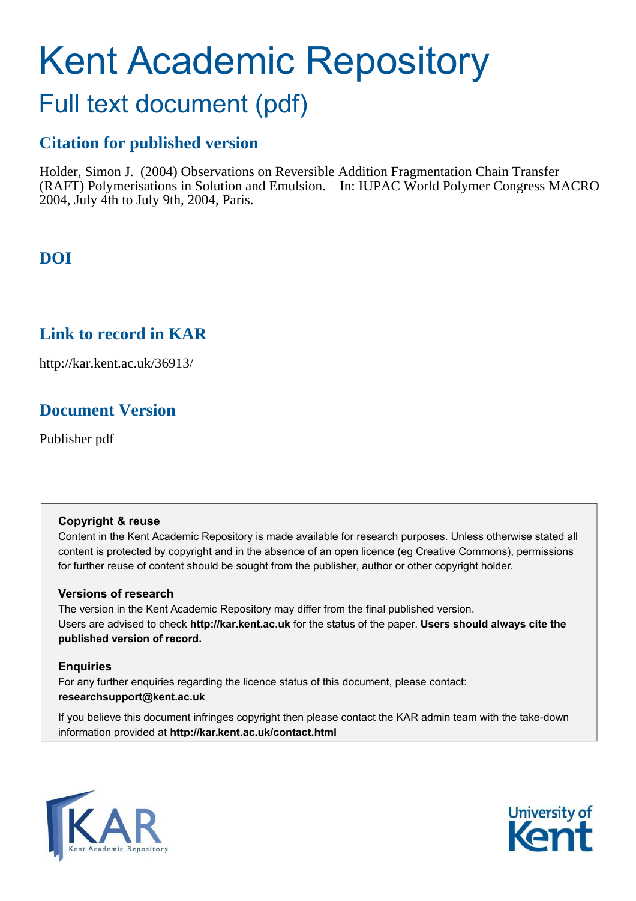# Kent Academic Repository

## Full text document (pdf)

### Citation for published version

Holder, Simon J. (2004) Observations on Reversible Addition Fragmentation Chain Transfer (RAFT) Polymerisations in Solution and Emulsion. In: IUPAC World Polymer Congress MACRO 2004, July 4th to July 9th, 2004, Paris.

### DOI

### Link to record in KAR

http://kar.kent.ac.uk/36913/

### Document Version

Publisher pdf

**Copyright & reuse**

Content in the Kent Academic Repository is made available for research purposes. Unless otherwise stated all content is protected by copyright and in the absence of an open licence (eg Creative Commons), permissions for further reuse of content should be sought from the publisher, author or other copyright holder.

**Versions of research**

The version in the Kent Academic Repository may differ from the final published version. Users are advised to check **http://kar.kent.ac.uk** for the status of the paper. **Users should always cite the published version of record.**

**Enquiries**

For any further enquiries regarding the licence status of this document, please contact: **researchsupport@kent.ac.uk**

If you believe this document infringes copyright then please contact the KAR admin team with the take-down information provided at **http://kar.kent.ac.uk/contact.html**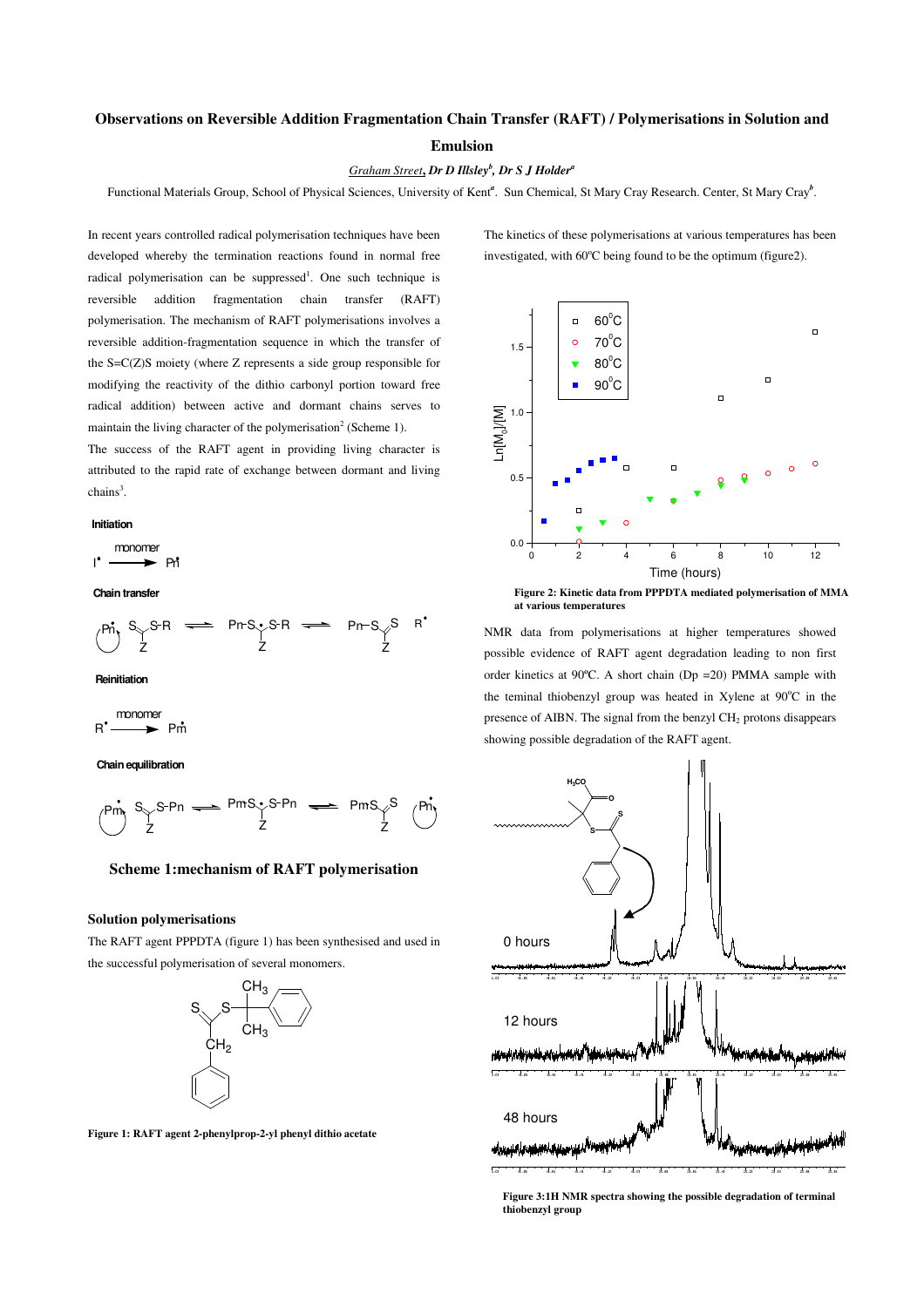# Observations on Reversible Addition Fragmentation Chain Transfer (RAFT) / Polymerisations in Solution and Emulsion

*Graham Street, Dr D Illsley[b], Dr S J Holder[a]*

Functional Materials Group, School of Physical Sciences, University of Kent[a]. Sun Chemical, St Mary Cray Research. Center, St Mary Cray[b].

In recent years controlled radical polymerisation techniques have been developed whereby the termination reactions found in normal free radical polymerisation can be suppressed[1]. One such technique is reversible addition fragmentation chain transfer (RAFT) polymerisation. The mechanism of RAFT polymerisations involves a reversible addition-fragmentation sequence in which the transfer of the S=C(Z)S moiety (where Z represents a side group responsible for modifying the reactivity of the dithio carbonyl portion toward free radical addition) between active and dormant chains serves to maintain the living character of the polymerisation[2] (Scheme 1).

The success of the RAFT agent in providing living character is attributed to the rapid rate of exchange between dormant and living chains[3].

**Scheme 1: mechanism of RAFT polymerisation**

## Solution polymerisations

The RAFT agent PPPDTA (figure 1) has been synthesised and used in the successful polymerisation of several monomers.

**Figure 1: RAFT agent 2-phenylprop-2-yl phenyl dithio acetate**

The kinetics of these polymerisations at various temperatures has been investigated, with 60°C being found to be the optimum (figure2).

**Figure 2: Kinetic data from PPPDTA mediated polymerisation of MMA at various temperatures**

NMR data from polymerisations at higher temperatures showed possible evidence of RAFT agent degradation leading to non first order kinetics at 90°C. A short chain (Dp =20) PMMA sample with the teminal thiobenzyl group was heated in Xylene at 90°C in the presence of AIBN. The signal from the benzyl $CH_2$ protons disappears showing possible degradation of the RAFT agent.

**Figure 3: 1H NMR spectra showing the possible degradation of terminal thiobenzyl group**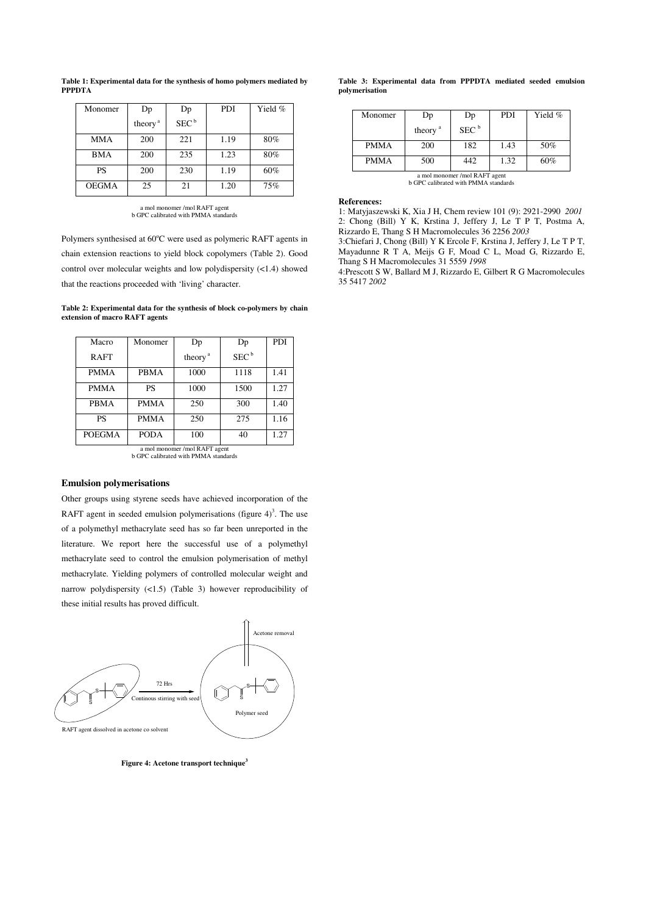**Table 1: Experimental data for the synthesis of homo polymers mediated by PPPDTA**

| Monomer | Dp theory [a] | Dp SEC [b] | PDI | Yield % |
|---|---|---|---|---|
| MMA | 200 | 221 | 1.19 | 80% |
| BMA | 200 | 235 | 1.23 | 80% |
| PS | 200 | 230 | 1.19 | 60% |
| OEGMA | 25 | 21 | 1.20 | 75% |

a mol monomer /mol RAFT agent
b GPC calibrated with PMMA standards

Polymers synthesised at 60ºC were used as polymeric RAFT agents in chain extension reactions to yield block copolymers (Table 2). Good control over molecular weights and low polydispersity (<1.4) showed that the reactions proceeded with 'living' character.

**Table 2: Experimental data for the synthesis of block co-polymers by chain extension of macro RAFT agents**

| Macro RAFT | Monomer | Dp theory [a] | Dp SEC [b] | PDI |
|---|---|---|---|---|
| PMMA | PBMA | 1000 | 1118 | 1.41 |
| PMMA | PS | 1000 | 1500 | 1.27 |
| PBMA | PMMA | 250 | 300 | 1.40 |
| PS | PMMA | 250 | 275 | 1.16 |
| POEGMA | PODA | 100 | 40 | 1.27 |

a mol monomer /mol RAFT agent
b GPC calibrated with PMMA standards

### Emulsion polymerisations

Other groups using styrene seeds have achieved incorporation of the RAFT agent in seeded emulsion polymerisations (figure 4)[3]. The use of a polymethyl methacrylate seed has so far been unreported in the literature. We report here the successful use of a polymethyl methacrylate seed to control the emulsion polymerisation of methyl methacrylate. Yielding polymers of controlled molecular weight and narrow polydispersity (<1.5) (Table 3) however reproducibility of these initial results has proved difficult.

Acetone removal

72 Hrs

Continous stirring with seed

Polymer seed

RAFT agent dissolved in acetone co solvent

**Figure 4: Acetone transport technique[3]**

**Table 3: Experimental data from PPPDTA mediated seeded emulsion polymerisation**

| Monomer | Dp theory [a] | Dp SEC [b] | PDI | Yield % |
|---|---|---|---|---|
| PMMA | 200 | 182 | 1.43 | 50% |
| PMMA | 500 | 442 | 1.32 | 60% |

a mol monomer /mol RAFT agent
b GPC calibrated with PMMA standards

**References:**

1: Matyjaszewski K, Xia J H, Chem review 101 (9): 2921-2990 *2001*
2: Chong (Bill) Y K, Krstina J, Jeffery J, Le T P T, Postma A, Rizzardo E, Thang S H Macromolecules 36 2256 *2003*
3:Chiefari J, Chong (Bill) Y K Ercole F, Krstina J, Jeffery J, Le T P T, Mayadunne R T A, Meijs G F, Moad C L, Moad G, Rizzardo E, Thang S H Macromolecules 31 5559 *1998*
4:Prescott S W, Ballard M J, Rizzardo E, Gilbert R G Macromolecules 35 5417 *2002*